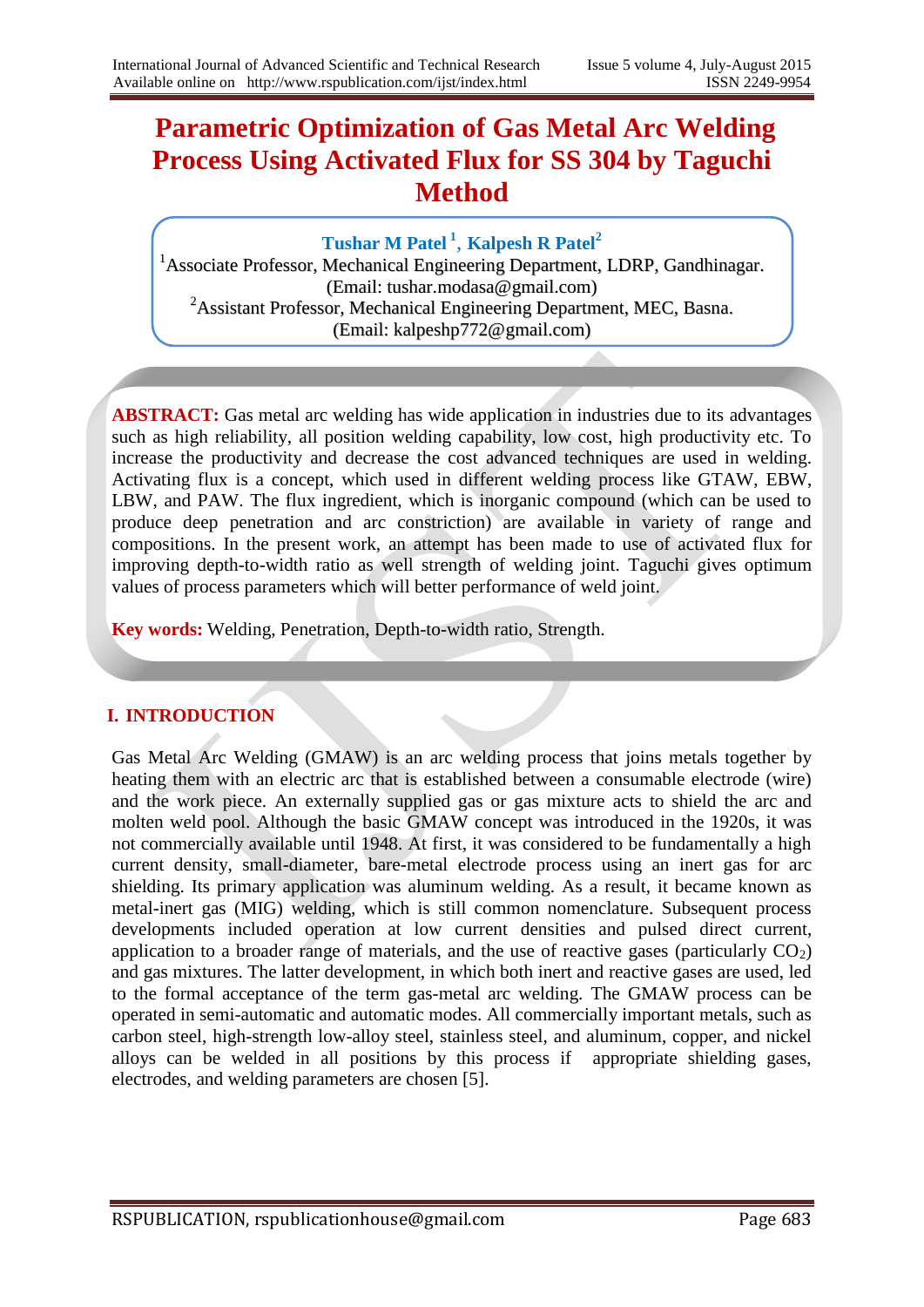# Parametric Optimization of Gas Metal Arc Welding Process Using Activated Flux for SS 304 by Taguchi Method

**Tushar M Patel** [1], **Kalpesh R Patel**[2]

[1]Associate Professor, Mechanical Engineering Department, LDRP, Gandhinagar.
(Email: tushar.modasa@gmail.com)

[2]Assistant Professor, Mechanical Engineering Department, MEC, Basna.
(Email: kalpeshp772@gmail.com)

**ABSTRACT:** Gas metal arc welding has wide application in industries due to its advantages such as high reliability, all position welding capability, low cost, high productivity etc. To increase the productivity and decrease the cost advanced techniques are used in welding. Activating flux is a concept, which used in different welding process like GTAW, EBW, LBW, and PAW. The flux ingredient, which is inorganic compound (which can be used to produce deep penetration and arc constriction) are available in variety of range and compositions. In the present work, an attempt has been made to use of activated flux for improving depth-to-width ratio as well strength of welding joint. Taguchi gives optimum values of process parameters which will better performance of weld joint.

**Key words:** Welding, Penetration, Depth-to-width ratio, Strength.

## I. INTRODUCTION

Gas Metal Arc Welding (GMAW) is an arc welding process that joins metals together by heating them with an electric arc that is established between a consumable electrode (wire) and the work piece. An externally supplied gas or gas mixture acts to shield the arc and molten weld pool. Although the basic GMAW concept was introduced in the 1920s, it was not commercially available until 1948. At first, it was considered to be fundamentally a high current density, small-diameter, bare-metal electrode process using an inert gas for arc shielding. Its primary application was aluminum welding. As a result, it became known as metal-inert gas (MIG) welding, which is still common nomenclature. Subsequent process developments included operation at low current densities and pulsed direct current, application to a broader range of materials, and the use of reactive gases (particularly $CO_2$) and gas mixtures. The latter development, in which both inert and reactive gases are used, led to the formal acceptance of the term gas-metal arc welding. The GMAW process can be operated in semi-automatic and automatic modes. All commercially important metals, such as carbon steel, high-strength low-alloy steel, stainless steel, and aluminum, copper, and nickel alloys can be welded in all positions by this process if appropriate shielding gases, electrodes, and welding parameters are chosen [5].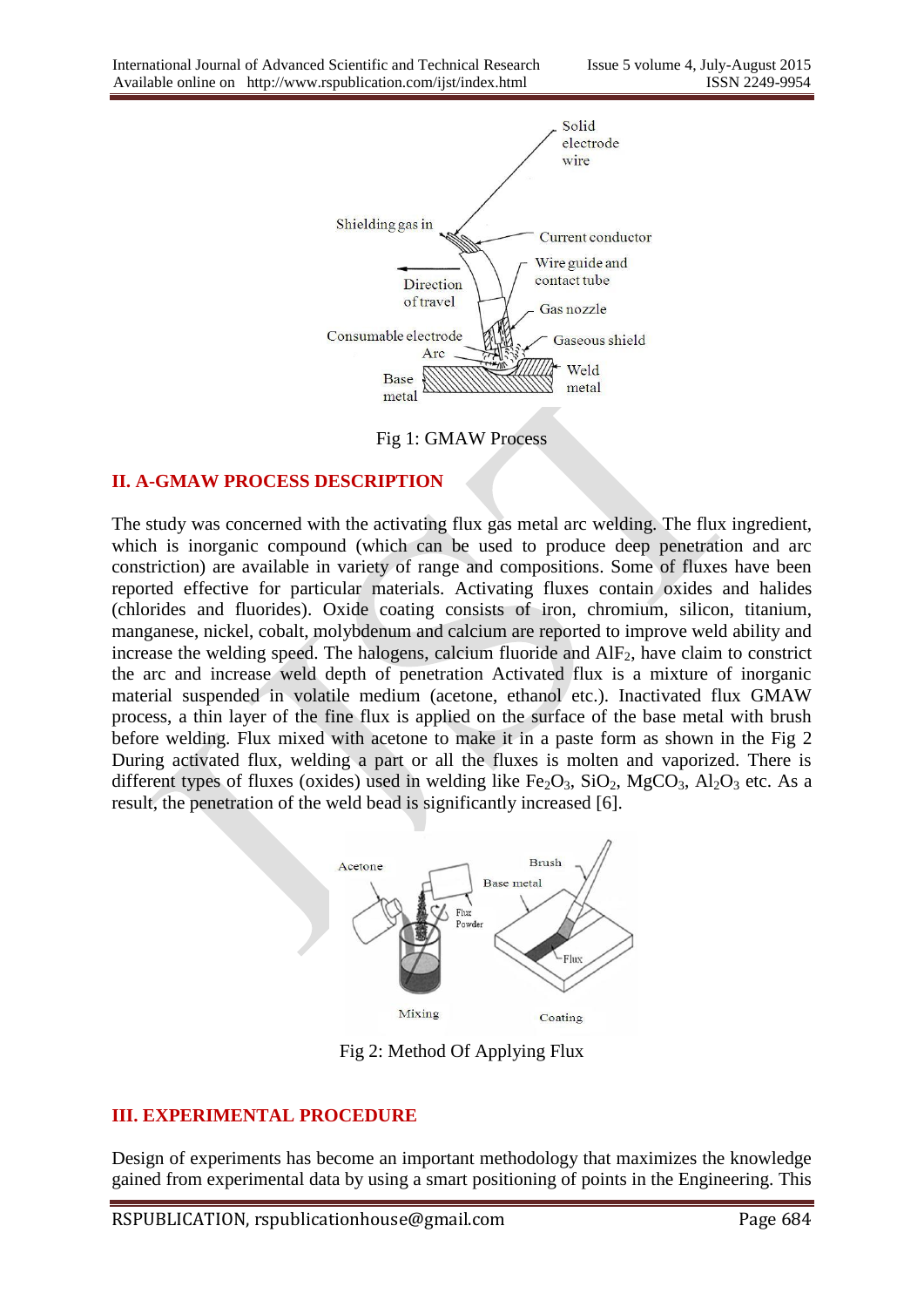Fig 1: GMAW Process

## II. A-GMAW PROCESS DESCRIPTION

The study was concerned with the activating flux gas metal arc welding. The flux ingredient, which is inorganic compound (which can be used to produce deep penetration and arc constriction) are available in variety of range and compositions. Some of fluxes have been reported effective for particular materials. Activating fluxes contain oxides and halides (chlorides and fluorides). Oxide coating consists of iron, chromium, silicon, titanium, manganese, nickel, cobalt, molybdenum and calcium are reported to improve weld ability and increase the welding speed. The halogens, calcium fluoride and $AlF_2$, have claim to constrict the arc and increase weld depth of penetration Activated flux is a mixture of inorganic material suspended in volatile medium (acetone, ethanol etc.). Inactivated flux GMAW process, a thin layer of the fine flux is applied on the surface of the base metal with brush before welding. Flux mixed with acetone to make it in a paste form as shown in the Fig 2 During activated flux, welding a part or all the fluxes is molten and vaporized. There is different types of fluxes (oxides) used in welding like $Fe_2O_3$, $SiO_2$, $MgCO_3$, $Al_2O_3$ etc. As a result, the penetration of the weld bead is significantly increased [6].

Fig 2: Method Of Applying Flux

## III. EXPERIMENTAL PROCEDURE

Design of experiments has become an important methodology that maximizes the knowledge gained from experimental data by using a smart positioning of points in the Engineering. This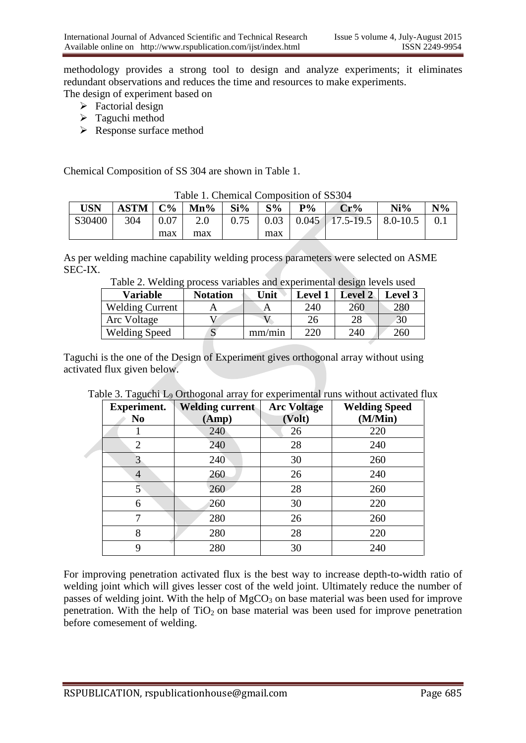methodology provides a strong tool to design and analyze experiments; it eliminates redundant observations and reduces the time and resources to make experiments.

The design of experiment based on

- Factorial design
- Taguchi method
- Response surface method

Chemical Composition of SS 304 are shown in Table 1.

Table 1. Chemical Composition of SS304

| USN | ASTM | C% | Mn% | Si% | S% | P% | Cr% | Ni% | N% |
|---|---|---|---|---|---|---|---|---|---|
| S30400 | 304 | 0.07 max | 2.0 max | 0.75 | 0.03 max | 0.045 | 17.5-19.5 | 8.0-10.5 | 0.1 |

As per welding machine capability welding process parameters were selected on ASME SEC-IX.

Table 2. Welding process variables and experimental design levels used

| Variable | Notation | Unit | Level 1 | Level 2 | Level 3 |
|---|---|---|---|---|---|
| Welding Current | A | A | 240 | 260 | 280 |
| Arc Voltage | V | V | 26 | 28 | 30 |
| Welding Speed | S | mm/min | 220 | 240 | 260 |

Taguchi is the one of the Design of Experiment gives orthogonal array without using activated flux given below.

Table 3. Taguchi $L_9$ Orthogonal array for experimental runs without activated flux

| Experiment. No | Welding current (Amp) | Arc Voltage (Volt) | Welding Speed (M/Min) |
|---|---|---|---|
| 1 | 240 | 26 | 220 |
| 2 | 240 | 28 | 240 |
| 3 | 240 | 30 | 260 |
| 4 | 260 | 26 | 240 |
| 5 | 260 | 28 | 260 |
| 6 | 260 | 30 | 220 |
| 7 | 280 | 26 | 260 |
| 8 | 280 | 28 | 220 |
| 9 | 280 | 30 | 240 |

For improving penetration activated flux is the best way to increase depth-to-width ratio of welding joint which will gives lesser cost of the weld joint. Ultimately reduce the number of passes of welding joint. With the help of $MgCO_3$ on base material was been used for improve penetration. With the help of $TiO_2$ on base material was been used for improve penetration before comesement of welding.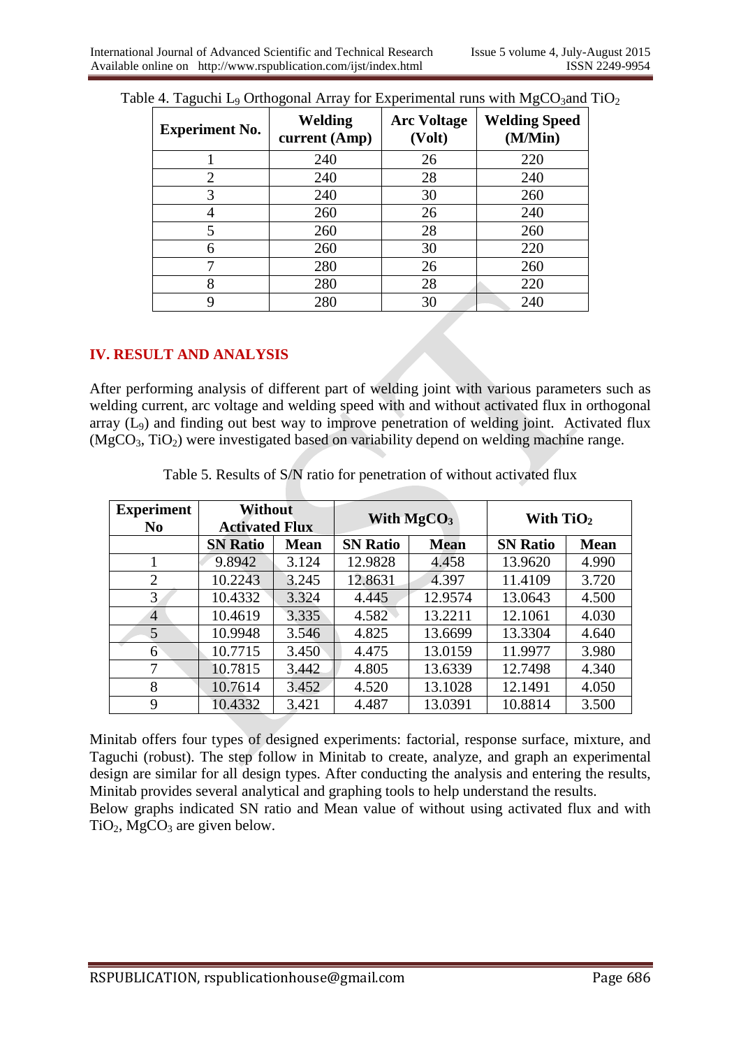Table 4. Taguchi $L_9$ Orthogonal Array for Experimental runs with $MgCO_3$and $TiO_2$

| Experiment No. | Welding current (Amp) | Arc Voltage (Volt) | Welding Speed (M/Min) |
|---|---|---|---|
| 1 | 240 | 26 | 220 |
| 2 | 240 | 28 | 240 |
| 3 | 240 | 30 | 260 |
| 4 | 260 | 26 | 240 |
| 5 | 260 | 28 | 260 |
| 6 | 260 | 30 | 220 |
| 7 | 280 | 26 | 260 |
| 8 | 280 | 28 | 220 |
| 9 | 280 | 30 | 240 |

## IV. RESULT AND ANALYSIS

After performing analysis of different part of welding joint with various parameters such as welding current, arc voltage and welding speed with and without activated flux in orthogonal array ($L_9$) and finding out best way to improve penetration of welding joint. Activated flux ($MgCO_3$, $TiO_2$) were investigated based on variability depend on welding machine range.

Table 5. Results of S/N ratio for penetration of without activated flux

| Experiment No | Without Activated Flux | | With $MgCO_3$ | | With $TiO_2$ | |
|---|---|---|---|---|---|---|
| | SN Ratio | Mean | SN Ratio | Mean | SN Ratio | Mean |
| 1 | 9.8942 | 3.124 | 12.9828 | 4.458 | 13.9620 | 4.990 |
| 2 | 10.2243 | 3.245 | 12.8631 | 4.397 | 11.4109 | 3.720 |
| 3 | 10.4332 | 3.324 | 4.445 | 12.9574 | 13.0643 | 4.500 |
| 4 | 10.4619 | 3.335 | 4.582 | 13.2211 | 12.1061 | 4.030 |
| 5 | 10.9948 | 3.546 | 4.825 | 13.6699 | 13.3304 | 4.640 |
| 6 | 10.7715 | 3.450 | 4.475 | 13.0159 | 11.9977 | 3.980 |
| 7 | 10.7815 | 3.442 | 4.805 | 13.6339 | 12.7498 | 4.340 |
| 8 | 10.7614 | 3.452 | 4.520 | 13.1028 | 12.1491 | 4.050 |
| 9 | 10.4332 | 3.421 | 4.487 | 13.0391 | 10.8814 | 3.500 |

Minitab offers four types of designed experiments: factorial, response surface, mixture, and Taguchi (robust). The step follow in Minitab to create, analyze, and graph an experimental design are similar for all design types. After conducting the analysis and entering the results, Minitab provides several analytical and graphing tools to help understand the results.

Below graphs indicated SN ratio and Mean value of without using activated flux and with $TiO_2$, $MgCO_3$ are given below.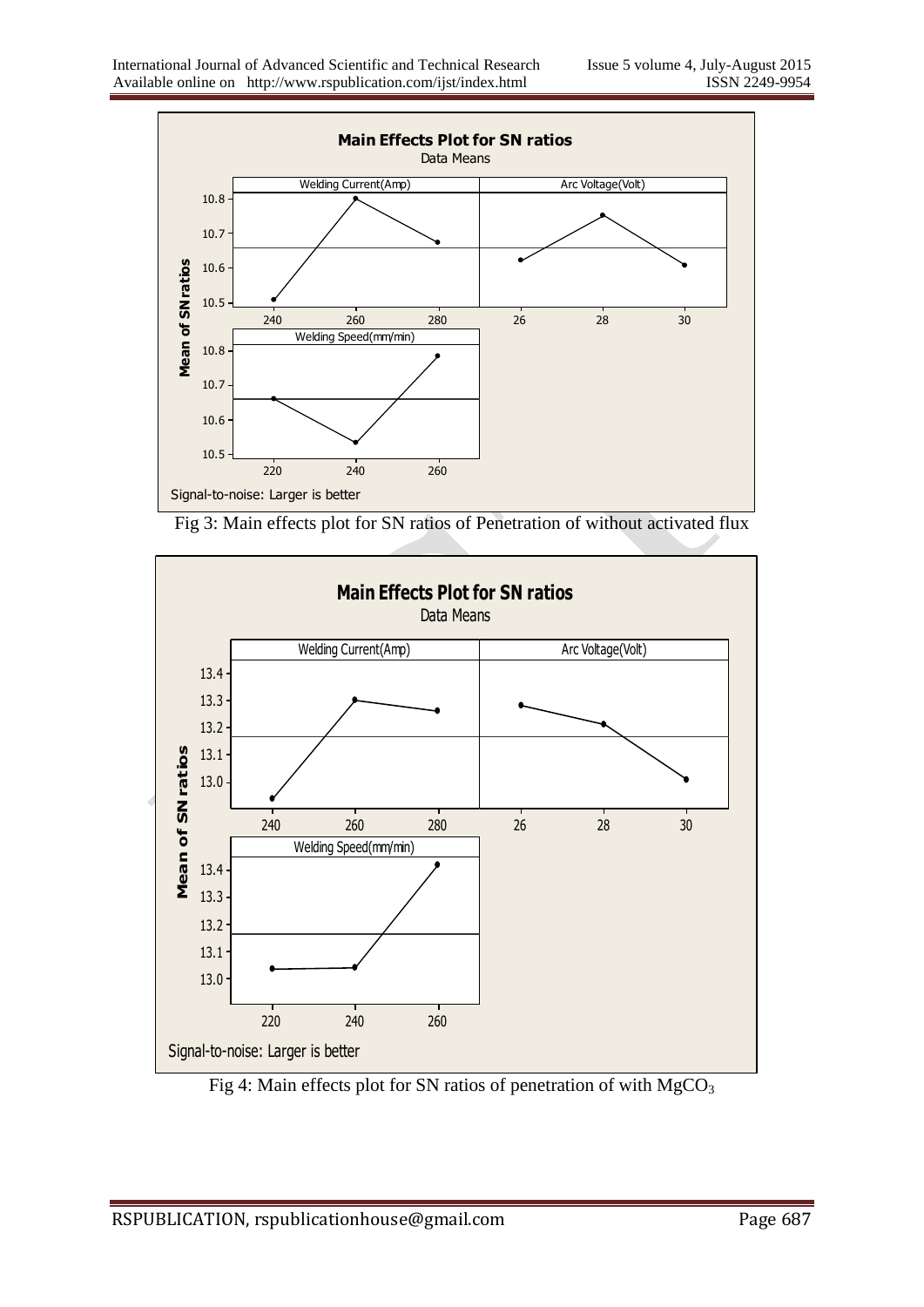Fig 3: Main effects plot for SN ratios of Penetration of without activated flux

Fig 4: Main effects plot for SN ratios of penetration of with $MgCO_3$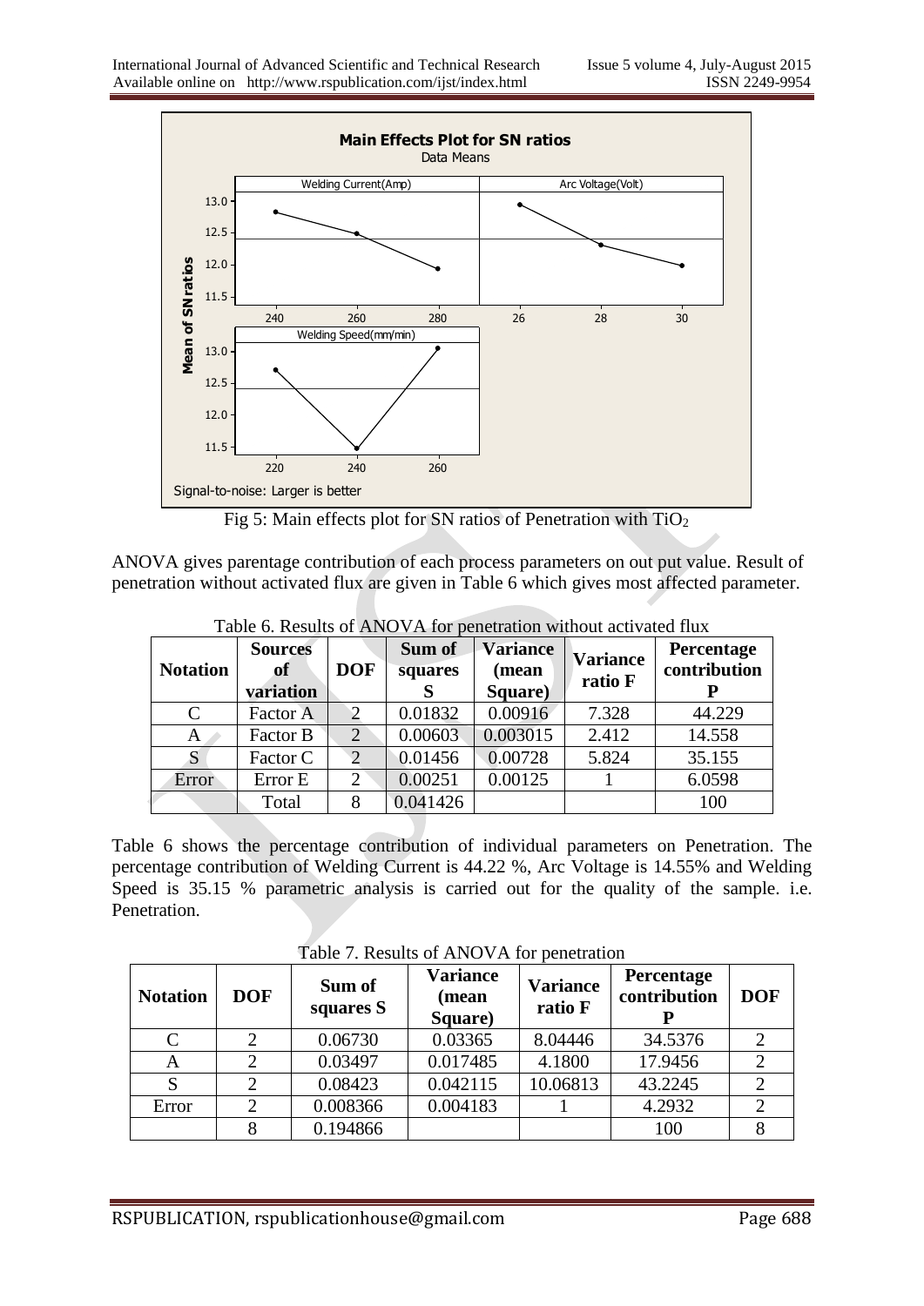Fig 5: Main effects plot for SN ratios of Penetration with $TiO_2$

ANOVA gives parentage contribution of each process parameters on out put value. Result of penetration without activated flux are given in Table 6 which gives most affected parameter.

Table 6. Results of ANOVA for penetration without activated flux

| Notation | Sources of variation | DOF | Sum of squares S | Variance (mean Square) | Variance ratio F | Percentage contribution P |
|---|---|---|---|---|---|---|
| C | Factor A | 2 | 0.01832 | 0.00916 | 7.328 | 44.229 |
| A | Factor B | 2 | 0.00603 | 0.003015 | 2.412 | 14.558 |
| S | Factor C | 2 | 0.01456 | 0.00728 | 5.824 | 35.155 |
| Error | Error E | 2 | 0.00251 | 0.00125 | 1 | 6.0598 |
| | Total | 8 | 0.041426 | | | 100 |

Table 6 shows the percentage contribution of individual parameters on Penetration. The percentage contribution of Welding Current is 44.22 %, Arc Voltage is 14.55% and Welding Speed is 35.15 % parametric analysis is carried out for the quality of the sample. i.e. Penetration.

Table 7. Results of ANOVA for penetration

| Notation | DOF | Sum of squares S | Variance (mean Square) | Variance ratio F | Percentage contribution P | DOF |
|---|---|---|---|---|---|---|
| C | 2 | 0.06730 | 0.03365 | 8.04446 | 34.5376 | 2 |
| A | 2 | 0.03497 | 0.017485 | 4.1800 | 17.9456 | 2 |
| S | 2 | 0.08423 | 0.042115 | 10.06813 | 43.2245 | 2 |
| Error | 2 | 0.008366 | 0.004183 | 1 | 4.2932 | 2 |
| | 8 | 0.194866 | | | 100 | 8 |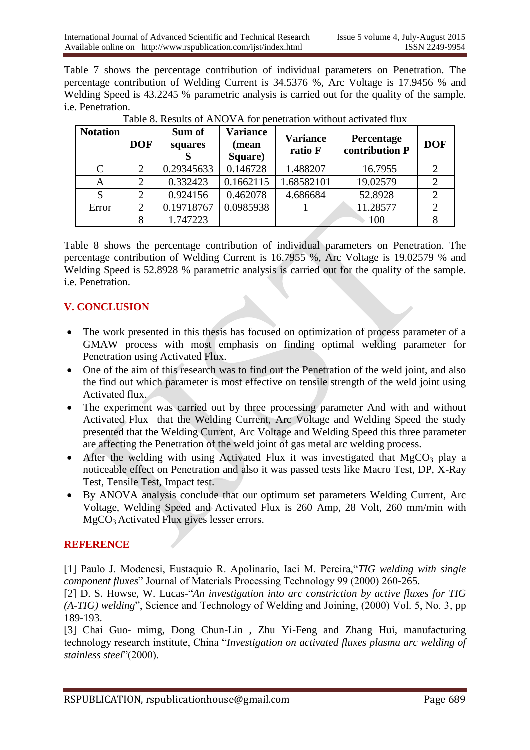Table 7 shows the percentage contribution of individual parameters on Penetration. The percentage contribution of Welding Current is 34.5376 %, Arc Voltage is 17.9456 % and Welding Speed is 43.2245 % parametric analysis is carried out for the quality of the sample. i.e. Penetration.

Table 8. Results of ANOVA for penetration without activated flux

| Notation | DOF | Sum of squares S | Variance (mean Square) | Variance ratio F | Percentage contribution P | DOF |
|---|---|---|---|---|---|---|
| C | 2 | 0.29345633 | 0.146728 | 1.488207 | 16.7955 | 2 |
| A | 2 | 0.332423 | 0.1662115 | 1.68582101 | 19.02579 | 2 |
| S | 2 | 0.924156 | 0.462078 | 4.686684 | 52.8928 | 2 |
| Error | 2 | 0.19718767 | 0.0985938 | 1 | 11.28577 | 2 |
| | 8 | 1.747223 | | | 100 | 8 |

Table 8 shows the percentage contribution of individual parameters on Penetration. The percentage contribution of Welding Current is 16.7955 %, Arc Voltage is 19.02579 % and Welding Speed is 52.8928 % parametric analysis is carried out for the quality of the sample. i.e. Penetration.

## V. CONCLUSION

- The work presented in this thesis has focused on optimization of process parameter of a GMAW process with most emphasis on finding optimal welding parameter for Penetration using Activated Flux.
- One of the aim of this research was to find out the Penetration of the weld joint, and also the find out which parameter is most effective on tensile strength of the weld joint using Activated flux.
- The experiment was carried out by three processing parameter And with and without Activated Flux that the Welding Current, Arc Voltage and Welding Speed the study presented that the Welding Current, Arc Voltage and Welding Speed this three parameter are affecting the Penetration of the weld joint of gas metal arc welding process.
- After the welding with using Activated Flux it was investigated that $MgCO_3$ play a noticeable effect on Penetration and also it was passed tests like Macro Test, DP, X-Ray Test, Tensile Test, Impact test.
- By ANOVA analysis conclude that our optimum set parameters Welding Current, Arc Voltage, Welding Speed and Activated Flux is 260 Amp, 28 Volt, 260 mm/min with $MgCO_3$ Activated Flux gives lesser errors.

## REFERENCE

[1] Paulo J. Modenesi, Eustaquio R. Apolinario, Iaci M. Pereira,"*TIG welding with single component fluxes*" Journal of Materials Processing Technology 99 (2000) 260-265.

[2] D. S. Howse, W. Lucas-"*An investigation into arc constriction by active fluxes for TIG (A-TIG) welding*", Science and Technology of Welding and Joining, (2000) Vol. 5, No. 3, pp 189-193.

[3] Chai Guo- mimg, Dong Chun-Lin , Zhu Yi-Feng and Zhang Hui, manufacturing technology research institute, China "*Investigation on activated fluxes plasma arc welding of stainless steel*"(2000).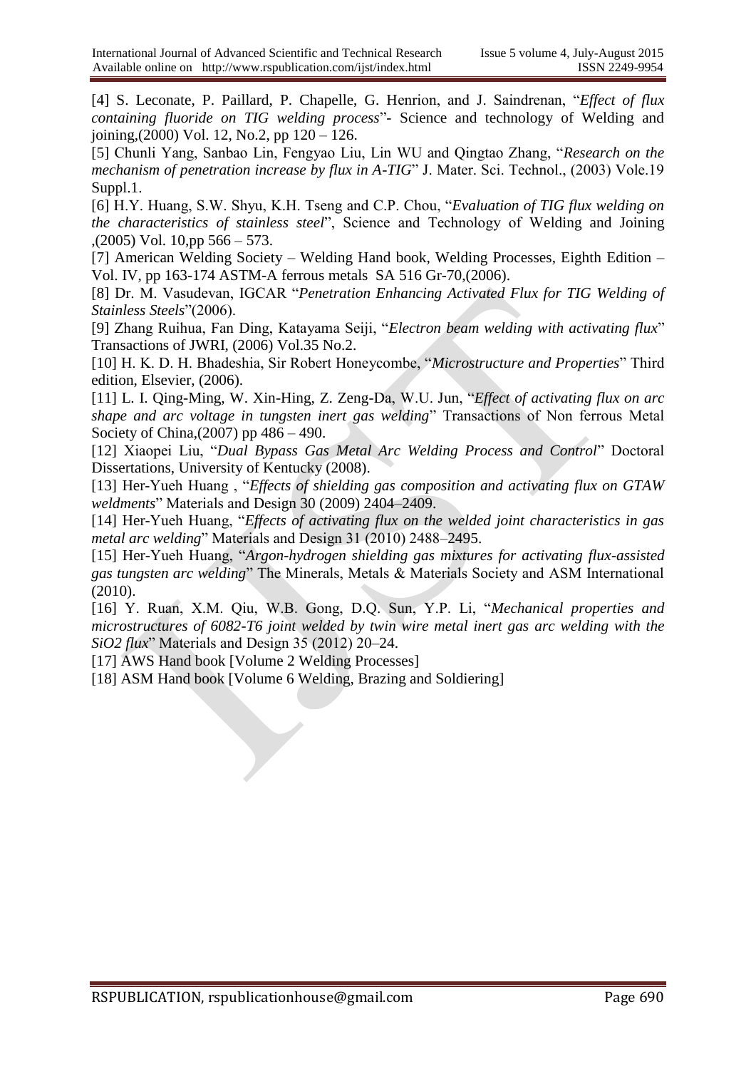[4] S. Leconate, P. Paillard, P. Chapelle, G. Henrion, and J. Saindrenan, "*Effect of flux containing fluoride on TIG welding process*"- Science and technology of Welding and joining,(2000) Vol. 12, No.2, pp 120 – 126.

[5] Chunli Yang, Sanbao Lin, Fengyao Liu, Lin WU and Qingtao Zhang, "*Research on the mechanism of penetration increase by flux in A-TIG*" J. Mater. Sci. Technol., (2003) Vole.19 Suppl.1.

[6] H.Y. Huang, S.W. Shyu, K.H. Tseng and C.P. Chou, "*Evaluation of TIG flux welding on the characteristics of stainless steel*", Science and Technology of Welding and Joining ,(2005) Vol. 10,pp 566 – 573.

[7] American Welding Society – Welding Hand book, Welding Processes, Eighth Edition – Vol. IV, pp 163-174 ASTM-A ferrous metals SA 516 Gr-70,(2006).

[8] Dr. M. Vasudevan, IGCAR "*Penetration Enhancing Activated Flux for TIG Welding of Stainless Steels*"(2006).

[9] Zhang Ruihua, Fan Ding, Katayama Seiji, "*Electron beam welding with activating flux*" Transactions of JWRI, (2006) Vol.35 No.2.

[10] H. K. D. H. Bhadeshia, Sir Robert Honeycombe, "*Microstructure and Properties*" Third edition, Elsevier, (2006).

[11] L. I. Qing-Ming, W. Xin-Hing, Z. Zeng-Da, W.U. Jun, "*Effect of activating flux on arc shape and arc voltage in tungsten inert gas welding*" Transactions of Non ferrous Metal Society of China,(2007) pp 486 – 490.

[12] Xiaopei Liu, "*Dual Bypass Gas Metal Arc Welding Process and Control*" Doctoral Dissertations, University of Kentucky (2008).

[13] Her-Yueh Huang , "*Effects of shielding gas composition and activating flux on GTAW weldments*" Materials and Design 30 (2009) 2404–2409.

[14] Her-Yueh Huang, "*Effects of activating flux on the welded joint characteristics in gas metal arc welding*" Materials and Design 31 (2010) 2488–2495.

[15] Her-Yueh Huang, "*Argon-hydrogen shielding gas mixtures for activating flux-assisted gas tungsten arc welding*" The Minerals, Metals & Materials Society and ASM International (2010).

[16] Y. Ruan, X.M. Qiu, W.B. Gong, D.Q. Sun, Y.P. Li, "*Mechanical properties and microstructures of 6082-T6 joint welded by twin wire metal inert gas arc welding with the SiO2 flux*" Materials and Design 35 (2012) 20–24.

[17] AWS Hand book [Volume 2 Welding Processes]

[18] ASM Hand book [Volume 6 Welding, Brazing and Soldiering]